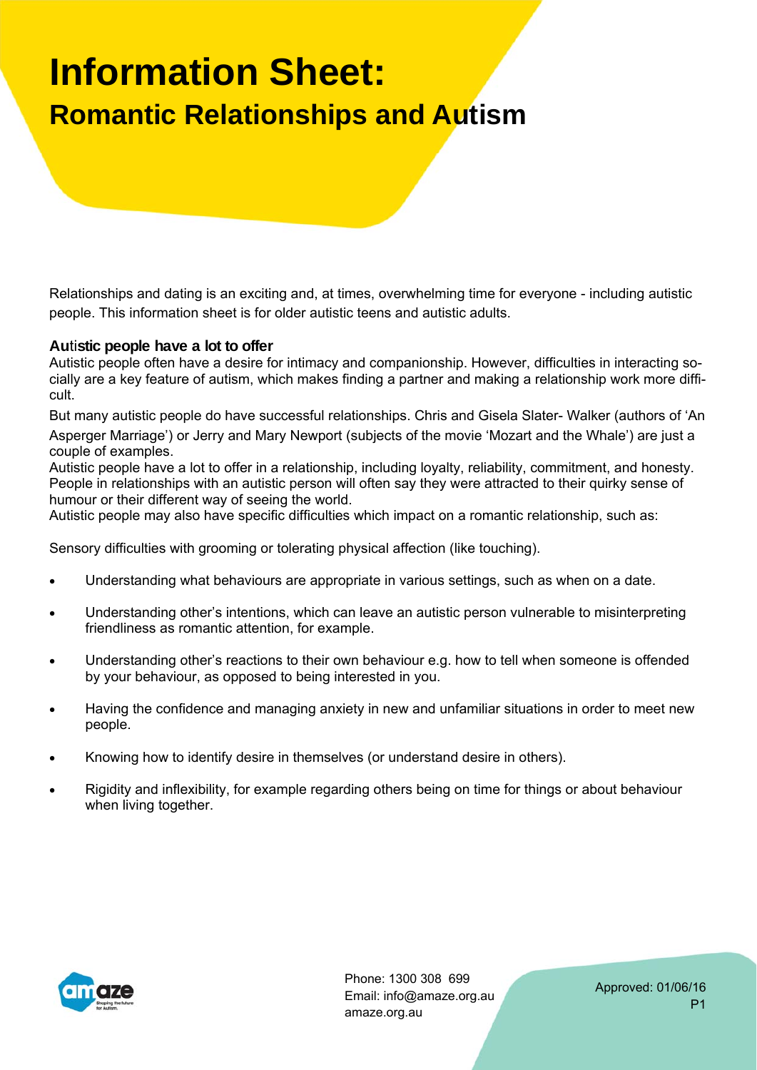# Information Sheet:

## Romantic Relationships and Autism

Relationships and dating is an exciting and, at times, overwhelming time for everyone - including autistic people. This information sheet is for older autistic teens and autistic adults.

### Autistic people have a lot to offer

Autistic people often have a desire for intimacy and companionship. However, difficulties in interacting socially are a key feature of autism, which makes finding a partner and making a relationship work more difficult.

But many autistic people do have successful relationships. Chris and Gisela Slater- Walker (authors of 'An Asperger Marriage') or Jerry and Mary Newport (subjects of the movie 'Mozart and the Whale') are just a couple of examples.

Autistic people have a lot to offer in a relationship, including loyalty, reliability, commitment, and honesty. People in relationships with an autistic person will often say they were attracted to their quirky sense of humour or their different way of seeing the world.

Autistic people may also have specific difficulties which impact on a romantic relationship, such as:

Sensory difficulties with grooming or tolerating physical affection (like touching).

- Understanding what behaviours are appropriate in various settings, such as when on a date.
- Understanding other's intentions, which can leave an autistic person vulnerable to misinterpreting friendliness as romantic attention, for example.
- Understanding other's reactions to their own behaviour e.g. how to tell when someone is offended by your behaviour, as opposed to being interested in you.
- Having the confidence and managing anxiety in new and unfamiliar situations in order to meet new people.
- Knowing how to identify desire in themselves (or understand desire in others).
- Rigidity and inflexibility, for example regarding others being on time for things or about behaviour when living together.

Phone: 1300 308 699
Email: info@amaze.org.au
amaze.org.au

Approved: 01/06/16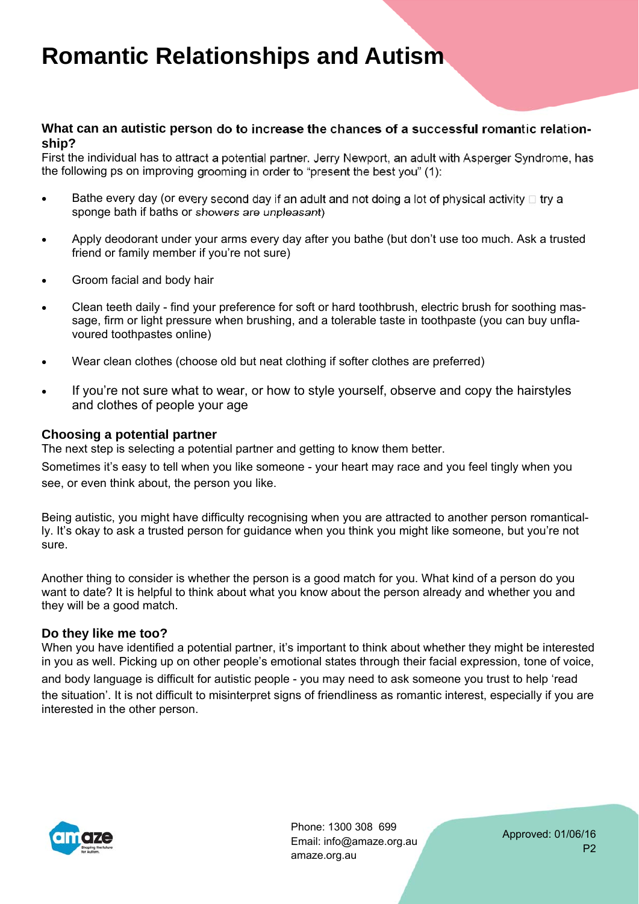# Romantic Relationships and Autism

**What can an autistic person do to increase the chances of a successful romantic relationship?**

First the individual has to attract a potential partner. Jerry Newport, an adult with Asperger Syndrome, has the following ps on improving grooming in order to "present the best you" (1):

- Bathe every day (or every second day if an adult and not doing a lot of physical activity  try a sponge bath if baths or *showers are unpleasant*)
- Apply deodorant under your arms every day after you bathe (but don't use too much. Ask a trusted friend or family member if you're not sure)
- Groom facial and body hair
- Clean teeth daily - find your preference for soft or hard toothbrush, electric brush for soothing massage, firm or light pressure when brushing, and a tolerable taste in toothpaste (you can buy unflavoured toothpastes online)
- Wear clean clothes (choose old but neat clothing if softer clothes are preferred)
- If you're not sure what to wear, or how to style yourself, observe and copy the hairstyles and clothes of people your age

### Choosing a potential partner

The next step is selecting a potential partner and getting to know them better.

Sometimes it's easy to tell when you like someone - your heart may race and you feel tingly when you see, or even think about, the person you like.

Being autistic, you might have difficulty recognising when you are attracted to another person romantically. It's okay to ask a trusted person for guidance when you think you might like someone, but you're not sure.

Another thing to consider is whether the person is a good match for you. What kind of a person do you want to date? It is helpful to think about what you know about the person already and whether you and they will be a good match.

### Do they like me too?

When you have identified a potential partner, it's important to think about whether they might be interested in you as well. Picking up on other people's emotional states through their facial expression, tone of voice, and body language is difficult for autistic people - you may need to ask someone you trust to help 'read the situation'. It is not difficult to misinterpret signs of friendliness as romantic interest, especially if you are interested in the other person.

Phone: 1300 308 699
Email: info@amaze.org.au
amaze.org.au

Approved: 01/06/16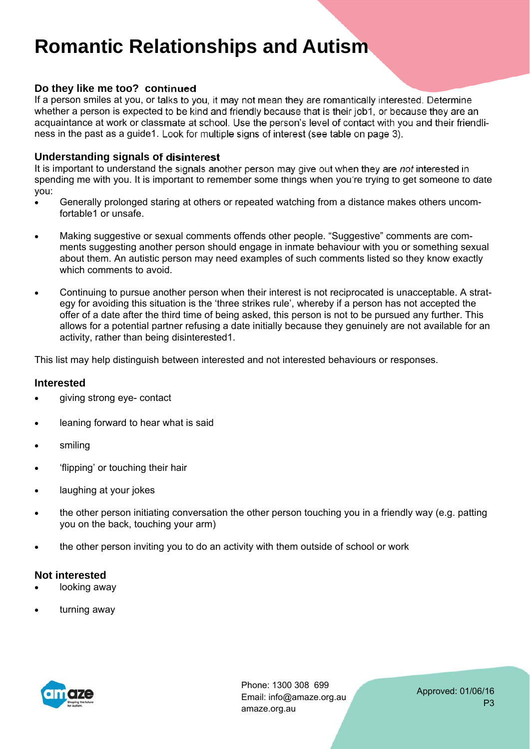# Romantic Relationships and Autism

### Do they like me too? continued

If a person smiles at you, or talks to you, it may not mean they are romantically interested. Determine whether a person is expected to be kind and friendly because that is their job1, or because they are an acquaintance at work or classmate at school. Use the person's level of contact with you and their friendliness in the past as a guide1. Look for multiple signs of interest (see table on page 3).

### Understanding signals of disinterest

It is important to understand the signals another person may give out when they are *not* interested in spending me with you. It is important to remember some things when you're trying to get someone to date you:

- Generally prolonged staring at others or repeated watching from a distance makes others uncomfortable1 or unsafe.
- Making suggestive or sexual comments offends other people. "Suggestive" comments are comments suggesting another person should engage in inmate behaviour with you or something sexual about them. An autistic person may need examples of such comments listed so they know exactly which comments to avoid.
- Continuing to pursue another person when their interest is not reciprocated is unacceptable. A strategy for avoiding this situation is the 'three strikes rule', whereby if a person has not accepted the offer of a date after the third time of being asked, this person is not to be pursued any further. This allows for a potential partner refusing a date initially because they genuinely are not available for an activity, rather than being disinterested1.

This list may help distinguish between interested and not interested behaviours or responses.

### Interested

- giving strong eye- contact
- leaning forward to hear what is said
- smiling
- 'flipping' or touching their hair
- laughing at your jokes
- the other person initiating conversation the other person touching you in a friendly way (e.g. patting you on the back, touching your arm)
- the other person inviting you to do an activity with them outside of school or work

### Not interested

- looking away
- turning away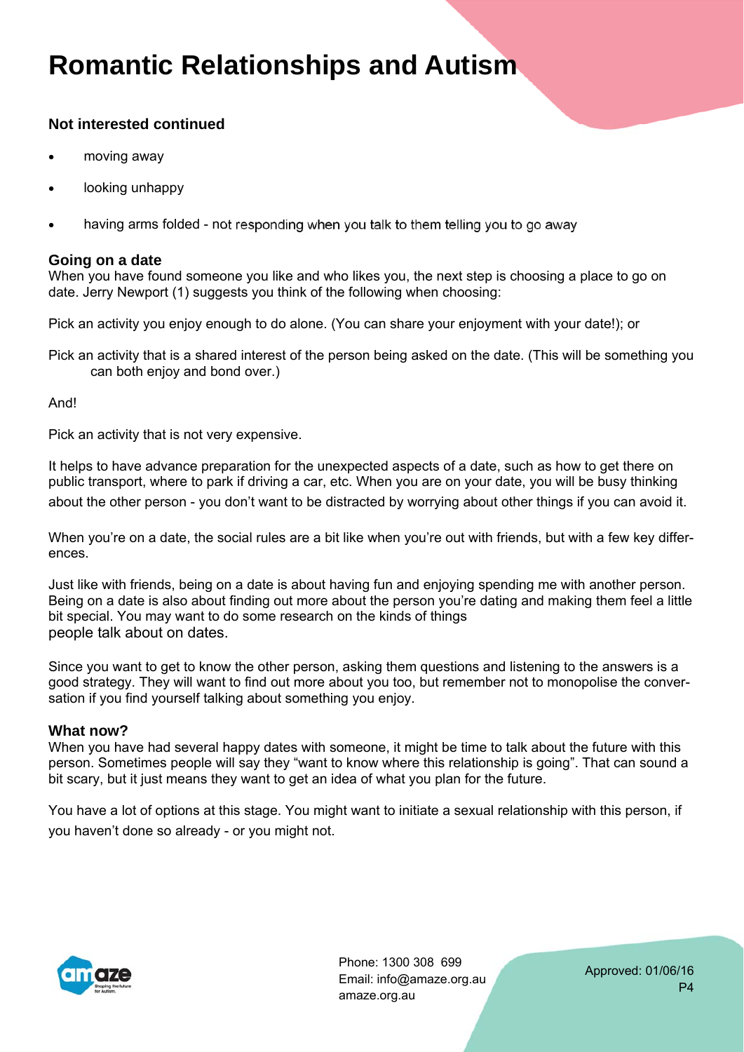### Not interested continued

- moving away
- looking unhappy
- having arms folded - not responding when you talk to them telling you to go away

### Going on a date

When you have found someone you like and who likes you, the next step is choosing a place to go on date. Jerry Newport (1) suggests you think of the following when choosing:

Pick an activity you enjoy enough to do alone. (You can share your enjoyment with your date!); or

Pick an activity that is a shared interest of the person being asked on the date. (This will be something you can both enjoy and bond over.)

And!

Pick an activity that is not very expensive.

It helps to have advance preparation for the unexpected aspects of a date, such as how to get there on public transport, where to park if driving a car, etc. When you are on your date, you will be busy thinking about the other person - you don't want to be distracted by worrying about other things if you can avoid it.

When you're on a date, the social rules are a bit like when you're out with friends, but with a few key differences.

Just like with friends, being on a date is about having fun and enjoying spending me with another person. Being on a date is also about finding out more about the person you're dating and making them feel a little bit special. You may want to do some research on the kinds of things people talk about on dates.

Since you want to get to know the other person, asking them questions and listening to the answers is a good strategy. They will want to find out more about you too, but remember not to monopolise the conversation if you find yourself talking about something you enjoy.

### What now?

When you have had several happy dates with someone, it might be time to talk about the future with this person. Sometimes people will say they "want to know where this relationship is going". That can sound a bit scary, but it just means they want to get an idea of what you plan for the future.

You have a lot of options at this stage. You might want to initiate a sexual relationship with this person, if you haven't done so already - or you might not.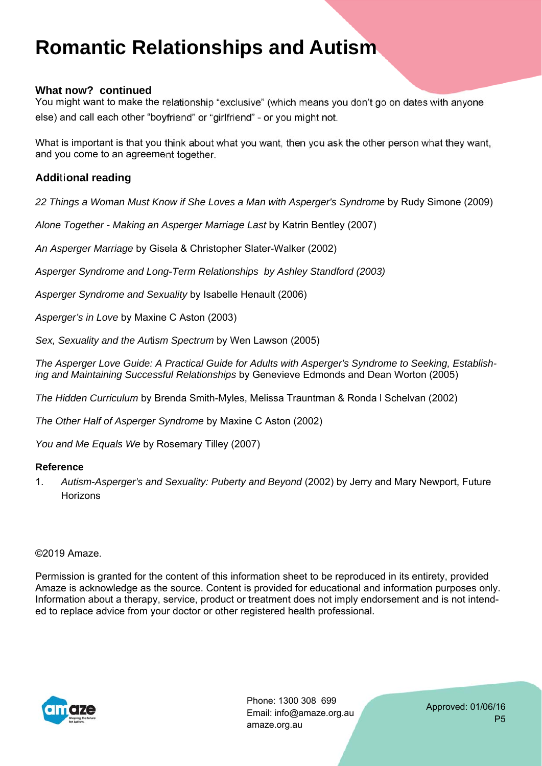# Romantic Relationships and Autism

### What now? continued

You might want to make the relationship "exclusive" (which means you don't go on dates with anyone else) and call each other "boyfriend" or "girlfriend" - or you might not.

What is important is that you think about what you want, then you ask the other person what they want, and you come to an agreement together.

### Additional reading

*22 Things a Woman Must Know if She Loves a Man with Asperger's Syndrome* by Rudy Simone (2009)

*Alone Together - Making an Asperger Marriage Last* by Katrin Bentley (2007)

*An Asperger Marriage* by Gisela & Christopher Slater-Walker (2002)

*Asperger Syndrome and Long-Term Relationships by Ashley Standford (2003)*

*Asperger Syndrome and Sexuality* by Isabelle Henault (2006)

*Asperger's in Love* by Maxine C Aston (2003)

*Sex, Sexuality and the Autism Spectrum* by Wen Lawson (2005)

*The Asperger Love Guide: A Practical Guide for Adults with Asperger's Syndrome to Seeking, Establishing and Maintaining Successful Relationships* by Genevieve Edmonds and Dean Worton (2005)

*The Hidden Curriculum* by Brenda Smith-Myles, Melissa Trauntman & Ronda l Schelvan (2002)

*The Other Half of Asperger Syndrome* by Maxine C Aston (2002)

*You and Me Equals We* by Rosemary Tilley (2007)

### Reference

1. *Autism-Asperger's and Sexuality: Puberty and Beyond* (2002) by Jerry and Mary Newport, Future Horizons

©2019 Amaze.

Permission is granted for the content of this information sheet to be reproduced in its entirety, provided Amaze is acknowledge as the source. Content is provided for educational and information purposes only. Information about a therapy, service, product or treatment does not imply endorsement and is not intended to replace advice from your doctor or other registered health professional.

Phone: 1300 308 699
Email: info@amaze.org.au
amaze.org.au

Approved: 01/06/16